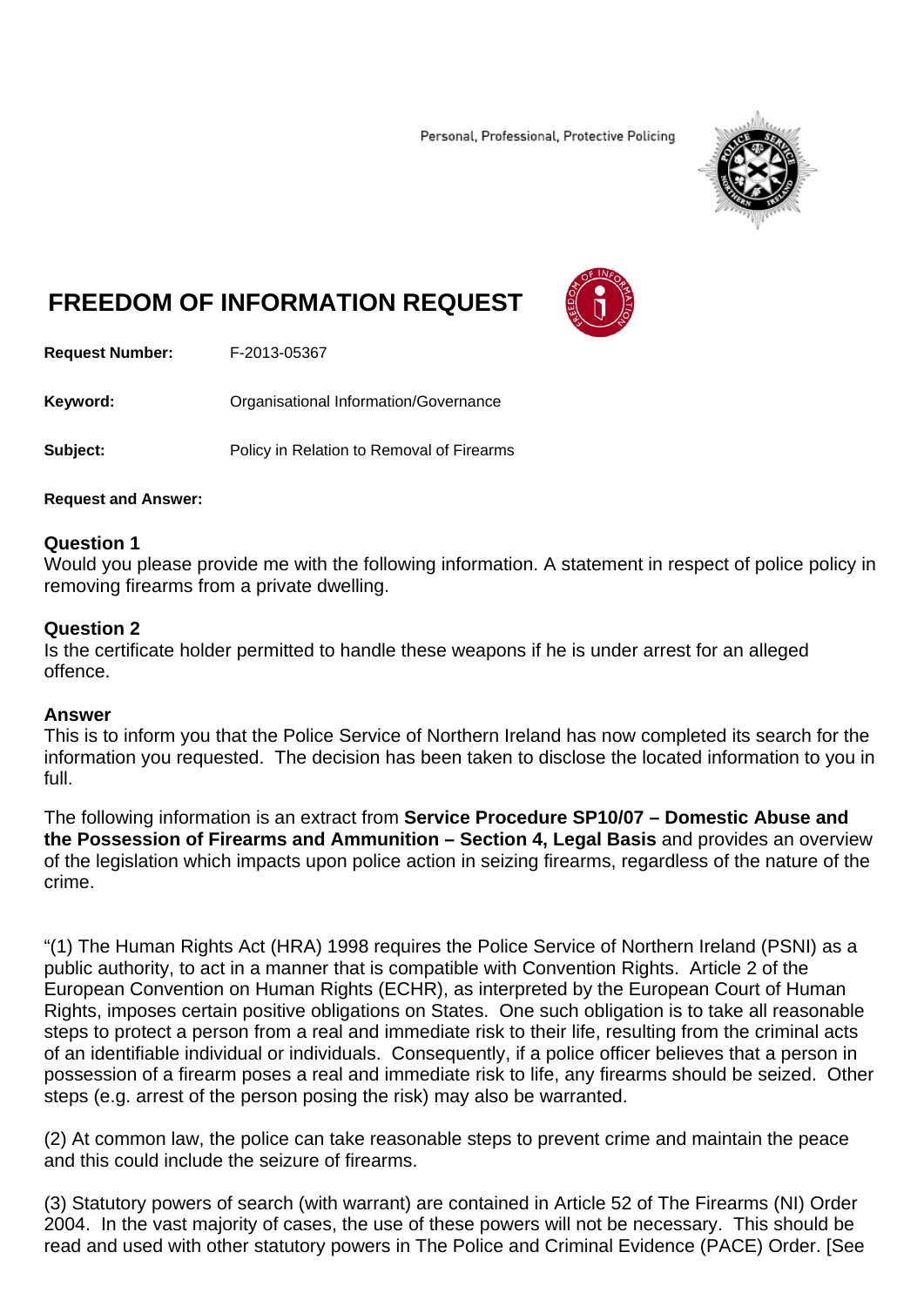Personal, Professional, Protective Policing

# FREEDOM OF INFORMATION REQUEST

**Request Number:** F-2013-05367

**Keyword:** Organisational Information/Governance

**Subject:** Policy in Relation to Removal of Firearms

**Request and Answer:**

**Question 1**
Would you please provide me with the following information. A statement in respect of police policy in removing firearms from a private dwelling.

**Question 2**
Is the certificate holder permitted to handle these weapons if he is under arrest for an alleged offence.

**Answer**
This is to inform you that the Police Service of Northern Ireland has now completed its search for the information you requested. The decision has been taken to disclose the located information to you in full.

The following information is an extract from **Service Procedure SP10/07 – Domestic Abuse and the Possession of Firearms and Ammunition – Section 4, Legal Basis** and provides an overview of the legislation which impacts upon police action in seizing firearms, regardless of the nature of the crime.

"(1) The Human Rights Act (HRA) 1998 requires the Police Service of Northern Ireland (PSNI) as a public authority, to act in a manner that is compatible with Convention Rights. Article 2 of the European Convention on Human Rights (ECHR), as interpreted by the European Court of Human Rights, imposes certain positive obligations on States. One such obligation is to take all reasonable steps to protect a person from a real and immediate risk to their life, resulting from the criminal acts of an identifiable individual or individuals. Consequently, if a police officer believes that a person in possession of a firearm poses a real and immediate risk to life, any firearms should be seized. Other steps (e.g. arrest of the person posing the risk) may also be warranted.

(2) At common law, the police can take reasonable steps to prevent crime and maintain the peace and this could include the seizure of firearms.

(3) Statutory powers of search (with warrant) are contained in Article 52 of The Firearms (NI) Order 2004. In the vast majority of cases, the use of these powers will not be necessary. This should be read and used with other statutory powers in The Police and Criminal Evidence (PACE) Order. [See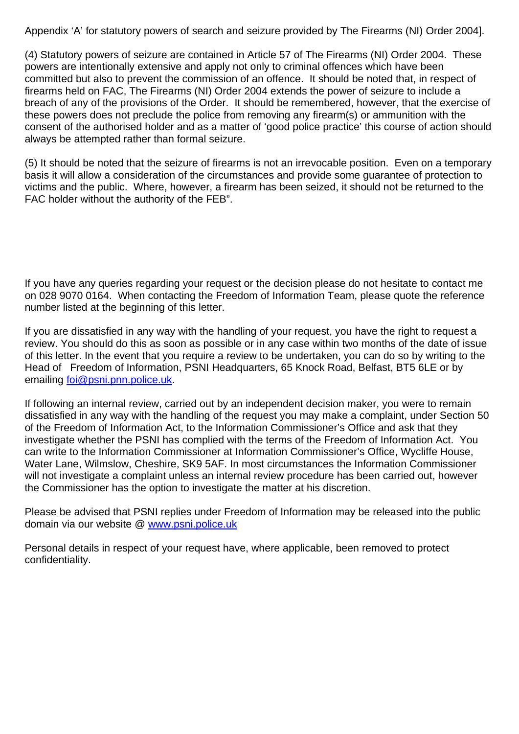Appendix 'A' for statutory powers of search and seizure provided by The Firearms (NI) Order 2004].

(4) Statutory powers of seizure are contained in Article 57 of The Firearms (NI) Order 2004. These powers are intentionally extensive and apply not only to criminal offences which have been committed but also to prevent the commission of an offence. It should be noted that, in respect of firearms held on FAC, The Firearms (NI) Order 2004 extends the power of seizure to include a breach of any of the provisions of the Order. It should be remembered, however, that the exercise of these powers does not preclude the police from removing any firearm(s) or ammunition with the consent of the authorised holder and as a matter of 'good police practice' this course of action should always be attempted rather than formal seizure.

(5) It should be noted that the seizure of firearms is not an irrevocable position. Even on a temporary basis it will allow a consideration of the circumstances and provide some guarantee of protection to victims and the public. Where, however, a firearm has been seized, it should not be returned to the FAC holder without the authority of the FEB".

If you have any queries regarding your request or the decision please do not hesitate to contact me on 028 9070 0164. When contacting the Freedom of Information Team, please quote the reference number listed at the beginning of this letter.

If you are dissatisfied in any way with the handling of your request, you have the right to request a review. You should do this as soon as possible or in any case within two months of the date of issue of this letter. In the event that you require a review to be undertaken, you can do so by writing to the Head of Freedom of Information, PSNI Headquarters, 65 Knock Road, Belfast, BT5 6LE or by emailing foi@psni.pnn.police.uk.

If following an internal review, carried out by an independent decision maker, you were to remain dissatisfied in any way with the handling of the request you may make a complaint, under Section 50 of the Freedom of Information Act, to the Information Commissioner's Office and ask that they investigate whether the PSNI has complied with the terms of the Freedom of Information Act. You can write to the Information Commissioner at Information Commissioner's Office, Wycliffe House, Water Lane, Wilmslow, Cheshire, SK9 5AF. In most circumstances the Information Commissioner will not investigate a complaint unless an internal review procedure has been carried out, however the Commissioner has the option to investigate the matter at his discretion.

Please be advised that PSNI replies under Freedom of Information may be released into the public domain via our website @ www.psni.police.uk

Personal details in respect of your request have, where applicable, been removed to protect confidentiality.